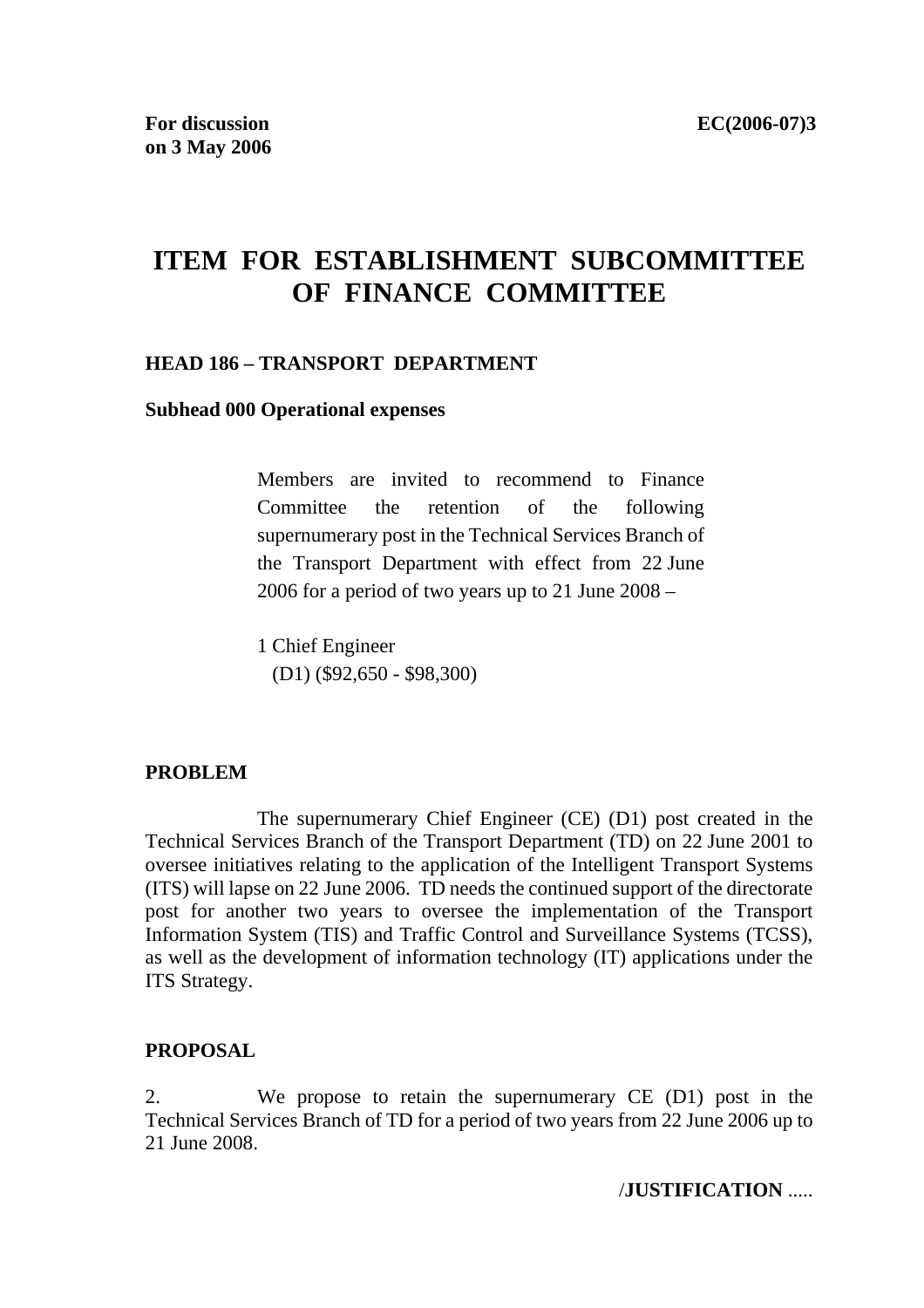**For discussion on 3 May 2006**

**EC(2006-07)3**

# ITEM FOR ESTABLISHMENT SUBCOMMITTEE OF FINANCE COMMITTEE

**HEAD 186 – TRANSPORT DEPARTMENT**

**Subhead 000 Operational expenses**

Members are invited to recommend to Finance Committee the retention of the following supernumerary post in the Technical Services Branch of the Transport Department with effect from 22 June 2006 for a period of two years up to 21 June 2008 –

1 Chief Engineer
(D1) ($92,650 - $98,300)

**PROBLEM**

The supernumerary Chief Engineer (CE) (D1) post created in the Technical Services Branch of the Transport Department (TD) on 22 June 2001 to oversee initiatives relating to the application of the Intelligent Transport Systems (ITS) will lapse on 22 June 2006. TD needs the continued support of the directorate post for another two years to oversee the implementation of the Transport Information System (TIS) and Traffic Control and Surveillance Systems (TCSS), as well as the development of information technology (IT) applications under the ITS Strategy.

**PROPOSAL**

2. We propose to retain the supernumerary CE (D1) post in the Technical Services Branch of TD for a period of two years from 22 June 2006 up to 21 June 2008.

/**JUSTIFICATION** .....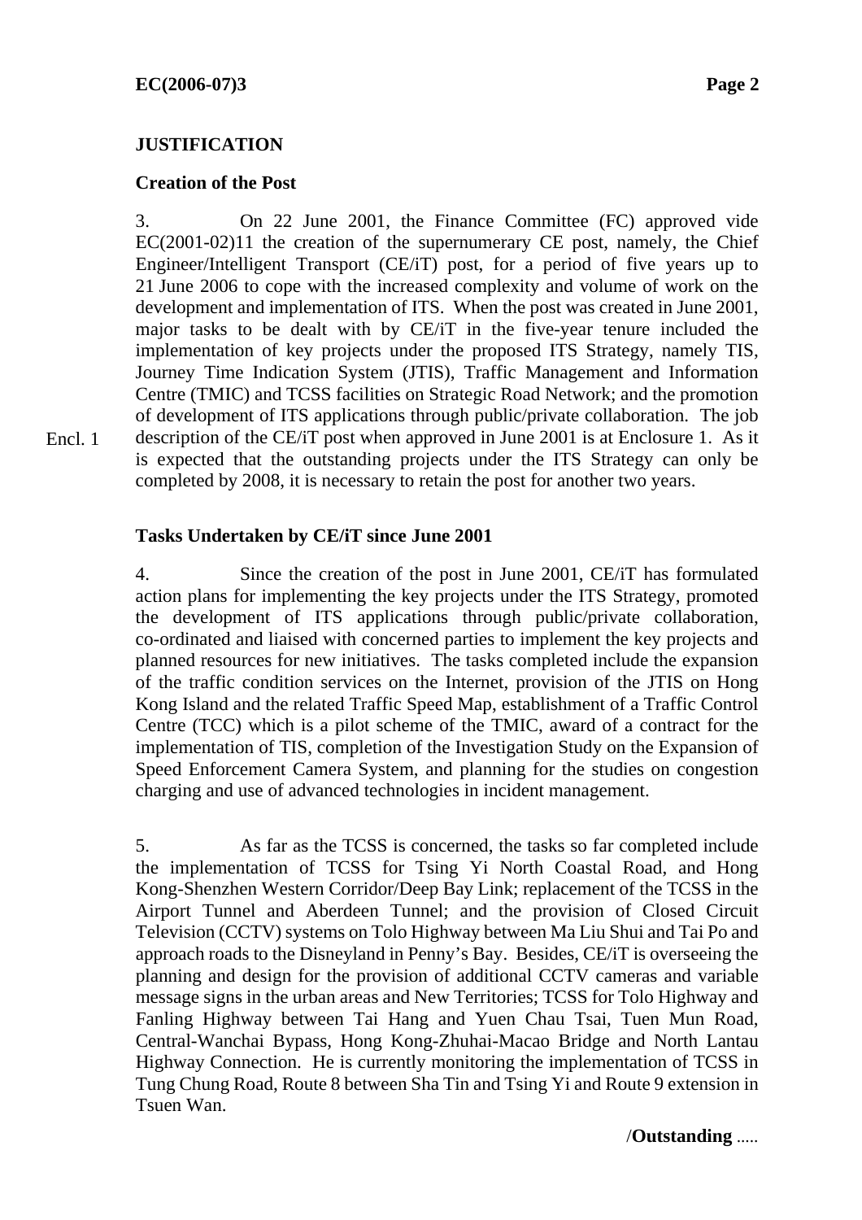## JUSTIFICATION

### Creation of the Post

3. On 22 June 2001, the Finance Committee (FC) approved vide EC(2001-02)11 the creation of the supernumerary CE post, namely, the Chief Engineer/Intelligent Transport (CE/iT) post, for a period of five years up to 21 June 2006 to cope with the increased complexity and volume of work on the development and implementation of ITS. When the post was created in June 2001, major tasks to be dealt with by CE/iT in the five-year tenure included the implementation of key projects under the proposed ITS Strategy, namely TIS, Journey Time Indication System (JTIS), Traffic Management and Information Centre (TMIC) and TCSS facilities on Strategic Road Network; and the promotion of development of ITS applications through public/private collaboration. The job description of the CE/iT post when approved in June 2001 is at Enclosure 1. As it is expected that the outstanding projects under the ITS Strategy can only be completed by 2008, it is necessary to retain the post for another two years.

Encl. 1

### Tasks Undertaken by CE/iT since June 2001

4. Since the creation of the post in June 2001, CE/iT has formulated action plans for implementing the key projects under the ITS Strategy, promoted the development of ITS applications through public/private collaboration, co-ordinated and liaised with concerned parties to implement the key projects and planned resources for new initiatives. The tasks completed include the expansion of the traffic condition services on the Internet, provision of the JTIS on Hong Kong Island and the related Traffic Speed Map, establishment of a Traffic Control Centre (TCC) which is a pilot scheme of the TMIC, award of a contract for the implementation of TIS, completion of the Investigation Study on the Expansion of Speed Enforcement Camera System, and planning for the studies on congestion charging and use of advanced technologies in incident management.

5. As far as the TCSS is concerned, the tasks so far completed include the implementation of TCSS for Tsing Yi North Coastal Road, and Hong Kong-Shenzhen Western Corridor/Deep Bay Link; replacement of the TCSS in the Airport Tunnel and Aberdeen Tunnel; and the provision of Closed Circuit Television (CCTV) systems on Tolo Highway between Ma Liu Shui and Tai Po and approach roads to the Disneyland in Penny's Bay. Besides, CE/iT is overseeing the planning and design for the provision of additional CCTV cameras and variable message signs in the urban areas and New Territories; TCSS for Tolo Highway and Fanling Highway between Tai Hang and Yuen Chau Tsai, Tuen Mun Road, Central-Wanchai Bypass, Hong Kong-Zhuhai-Macao Bridge and North Lantau Highway Connection. He is currently monitoring the implementation of TCSS in Tung Chung Road, Route 8 between Sha Tin and Tsing Yi and Route 9 extension in Tsuen Wan.

/**Outstanding** .....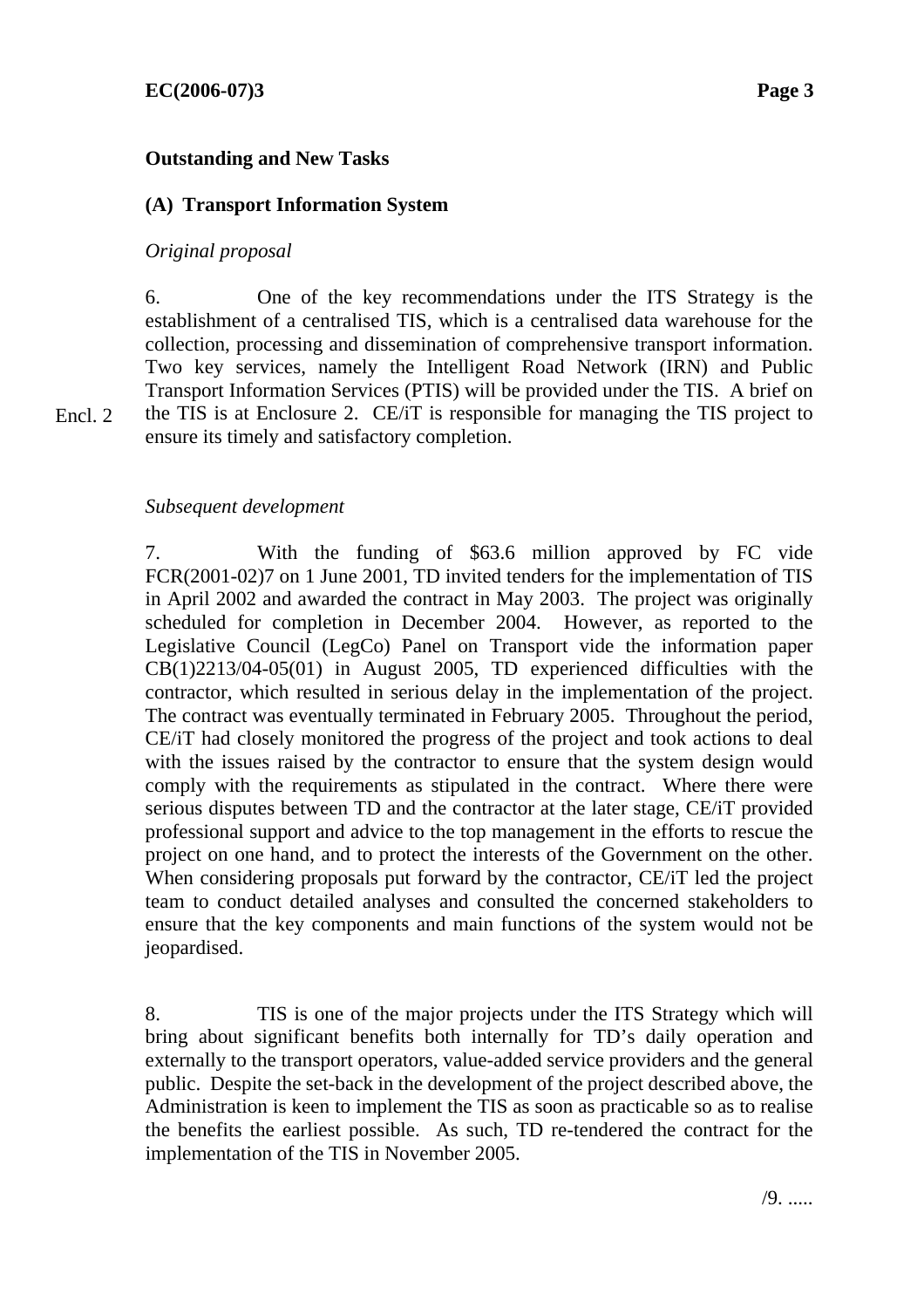**Outstanding and New Tasks**

**(A) Transport Information System**

*Original proposal*

6. One of the key recommendations under the ITS Strategy is the establishment of a centralised TIS, which is a centralised data warehouse for the collection, processing and dissemination of comprehensive transport information. Two key services, namely the Intelligent Road Network (IRN) and Public Transport Information Services (PTIS) will be provided under the TIS. A brief on the TIS is at Enclosure 2. CE/iT is responsible for managing the TIS project to ensure its timely and satisfactory completion.

Encl. 2

*Subsequent development*

7. With the funding of $63.6 million approved by FC vide FCR(2001-02)7 on 1 June 2001, TD invited tenders for the implementation of TIS in April 2002 and awarded the contract in May 2003. The project was originally scheduled for completion in December 2004. However, as reported to the Legislative Council (LegCo) Panel on Transport vide the information paper CB(1)2213/04-05(01) in August 2005, TD experienced difficulties with the contractor, which resulted in serious delay in the implementation of the project. The contract was eventually terminated in February 2005. Throughout the period, CE/iT had closely monitored the progress of the project and took actions to deal with the issues raised by the contractor to ensure that the system design would comply with the requirements as stipulated in the contract. Where there were serious disputes between TD and the contractor at the later stage, CE/iT provided professional support and advice to the top management in the efforts to rescue the project on one hand, and to protect the interests of the Government on the other. When considering proposals put forward by the contractor, CE/iT led the project team to conduct detailed analyses and consulted the concerned stakeholders to ensure that the key components and main functions of the system would not be jeopardised.

8. TIS is one of the major projects under the ITS Strategy which will bring about significant benefits both internally for TD's daily operation and externally to the transport operators, value-added service providers and the general public. Despite the set-back in the development of the project described above, the Administration is keen to implement the TIS as soon as practicable so as to realise the benefits the earliest possible. As such, TD re-tendered the contract for the implementation of the TIS in November 2005.

/9. .....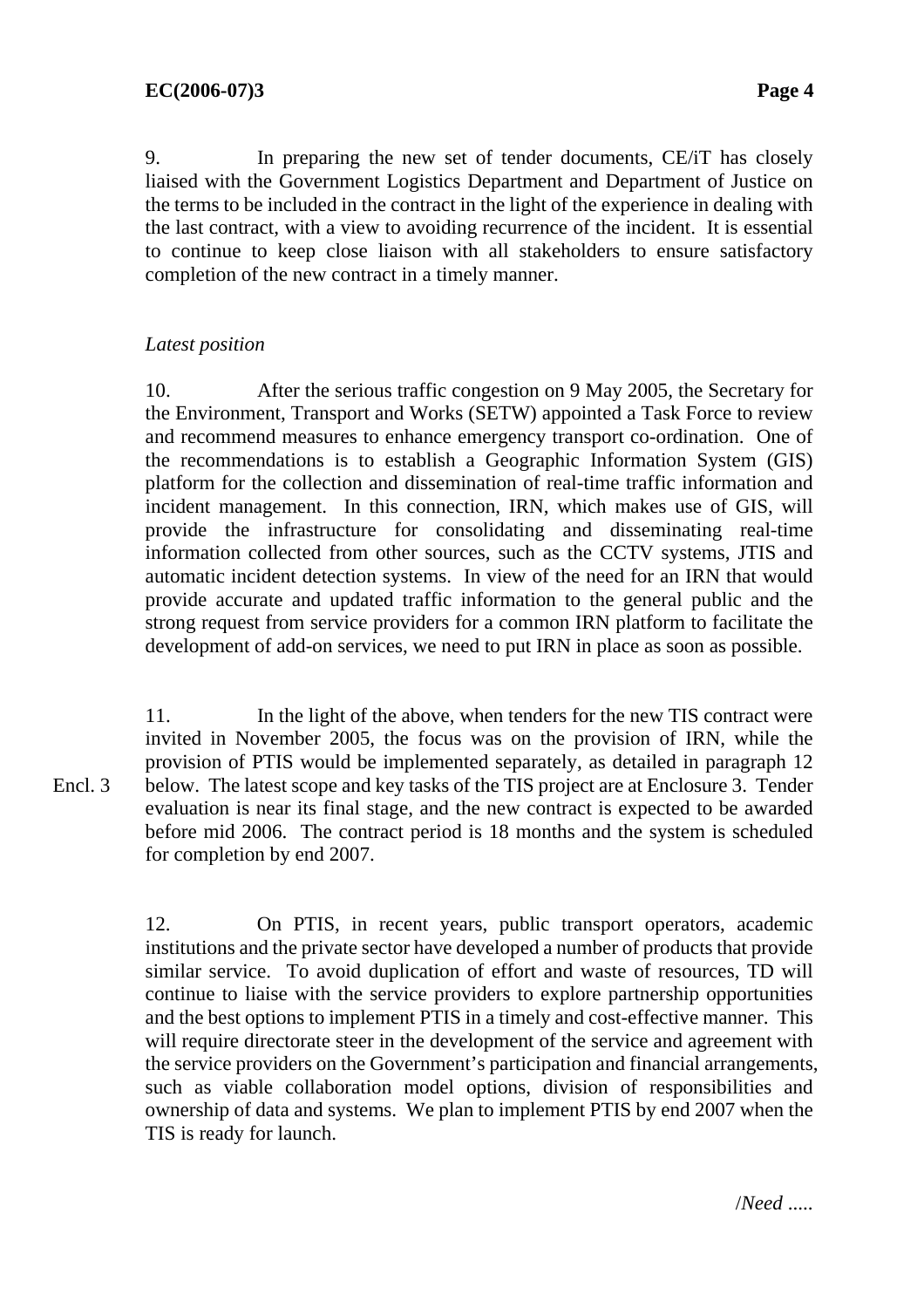9. In preparing the new set of tender documents, CE/iT has closely liaised with the Government Logistics Department and Department of Justice on the terms to be included in the contract in the light of the experience in dealing with the last contract, with a view to avoiding recurrence of the incident. It is essential to continue to keep close liaison with all stakeholders to ensure satisfactory completion of the new contract in a timely manner.

*Latest position*

10. After the serious traffic congestion on 9 May 2005, the Secretary for the Environment, Transport and Works (SETW) appointed a Task Force to review and recommend measures to enhance emergency transport co-ordination. One of the recommendations is to establish a Geographic Information System (GIS) platform for the collection and dissemination of real-time traffic information and incident management. In this connection, IRN, which makes use of GIS, will provide the infrastructure for consolidating and disseminating real-time information collected from other sources, such as the CCTV systems, JTIS and automatic incident detection systems. In view of the need for an IRN that would provide accurate and updated traffic information to the general public and the strong request from service providers for a common IRN platform to facilitate the development of add-on services, we need to put IRN in place as soon as possible.

11. In the light of the above, when tenders for the new TIS contract were invited in November 2005, the focus was on the provision of IRN, while the provision of PTIS would be implemented separately, as detailed in paragraph 12 below. The latest scope and key tasks of the TIS project are at Enclosure 3. Tender evaluation is near its final stage, and the new contract is expected to be awarded before mid 2006. The contract period is 18 months and the system is scheduled for completion by end 2007.

Encl. 3

12. On PTIS, in recent years, public transport operators, academic institutions and the private sector have developed a number of products that provide similar service. To avoid duplication of effort and waste of resources, TD will continue to liaise with the service providers to explore partnership opportunities and the best options to implement PTIS in a timely and cost-effective manner. This will require directorate steer in the development of the service and agreement with the service providers on the Government's participation and financial arrangements, such as viable collaboration model options, division of responsibilities and ownership of data and systems. We plan to implement PTIS by end 2007 when the TIS is ready for launch.

/*Need .....*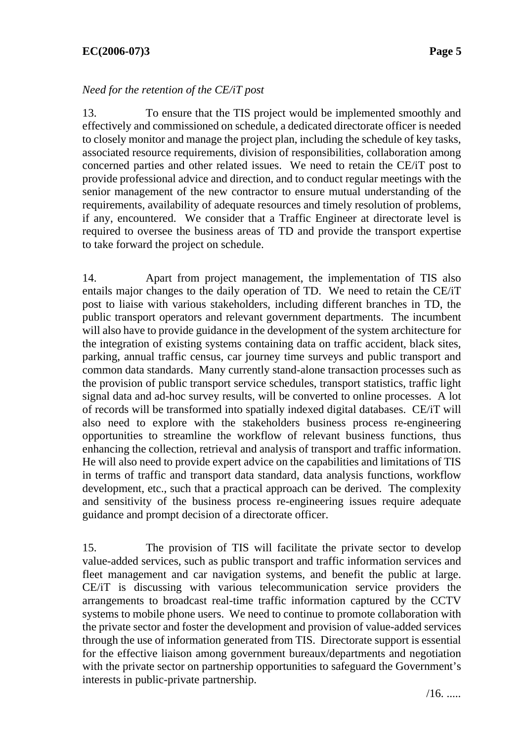*Need for the retention of the CE/iT post*

13. To ensure that the TIS project would be implemented smoothly and effectively and commissioned on schedule, a dedicated directorate officer is needed to closely monitor and manage the project plan, including the schedule of key tasks, associated resource requirements, division of responsibilities, collaboration among concerned parties and other related issues. We need to retain the CE/iT post to provide professional advice and direction, and to conduct regular meetings with the senior management of the new contractor to ensure mutual understanding of the requirements, availability of adequate resources and timely resolution of problems, if any, encountered. We consider that a Traffic Engineer at directorate level is required to oversee the business areas of TD and provide the transport expertise to take forward the project on schedule.

14. Apart from project management, the implementation of TIS also entails major changes to the daily operation of TD. We need to retain the CE/iT post to liaise with various stakeholders, including different branches in TD, the public transport operators and relevant government departments. The incumbent will also have to provide guidance in the development of the system architecture for the integration of existing systems containing data on traffic accident, black sites, parking, annual traffic census, car journey time surveys and public transport and common data standards. Many currently stand-alone transaction processes such as the provision of public transport service schedules, transport statistics, traffic light signal data and ad-hoc survey results, will be converted to online processes. A lot of records will be transformed into spatially indexed digital databases. CE/iT will also need to explore with the stakeholders business process re-engineering opportunities to streamline the workflow of relevant business functions, thus enhancing the collection, retrieval and analysis of transport and traffic information. He will also need to provide expert advice on the capabilities and limitations of TIS in terms of traffic and transport data standard, data analysis functions, workflow development, etc., such that a practical approach can be derived. The complexity and sensitivity of the business process re-engineering issues require adequate guidance and prompt decision of a directorate officer.

15. The provision of TIS will facilitate the private sector to develop value-added services, such as public transport and traffic information services and fleet management and car navigation systems, and benefit the public at large. CE/iT is discussing with various telecommunication service providers the arrangements to broadcast real-time traffic information captured by the CCTV systems to mobile phone users. We need to continue to promote collaboration with the private sector and foster the development and provision of value-added services through the use of information generated from TIS. Directorate support is essential for the effective liaison among government bureaux/departments and negotiation with the private sector on partnership opportunities to safeguard the Government's interests in public-private partnership.

/16. .....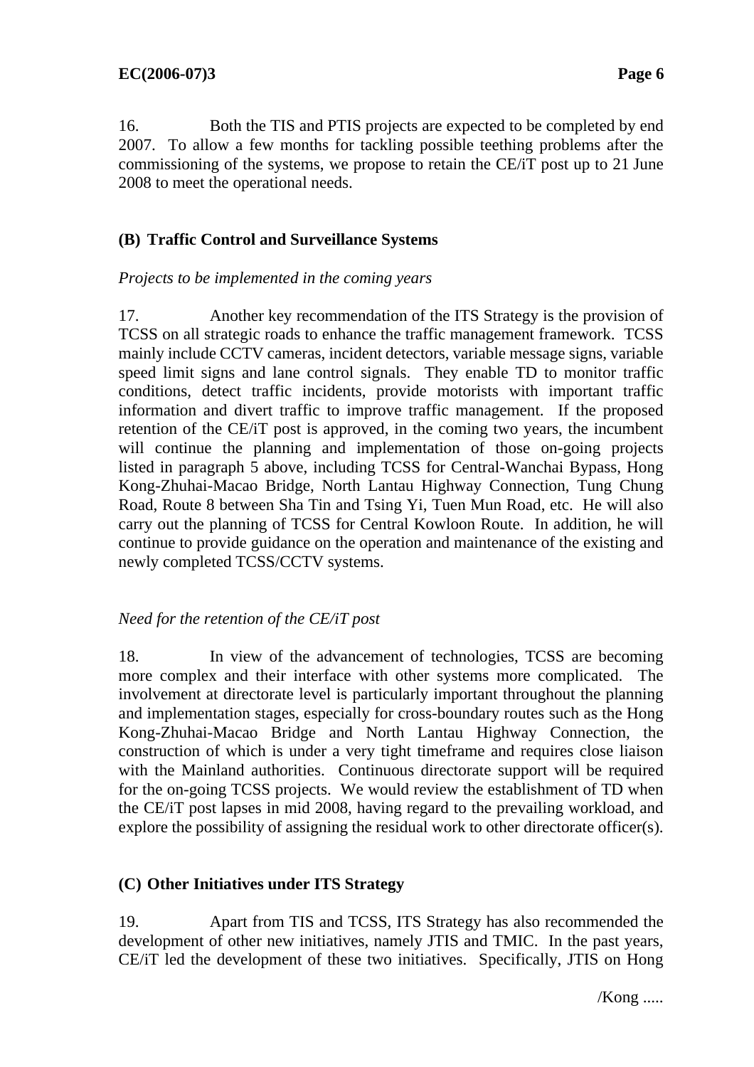16. Both the TIS and PTIS projects are expected to be completed by end 2007. To allow a few months for tackling possible teething problems after the commissioning of the systems, we propose to retain the CE/iT post up to 21 June 2008 to meet the operational needs.

## (B) Traffic Control and Surveillance Systems

*Projects to be implemented in the coming years*

17. Another key recommendation of the ITS Strategy is the provision of TCSS on all strategic roads to enhance the traffic management framework. TCSS mainly include CCTV cameras, incident detectors, variable message signs, variable speed limit signs and lane control signals. They enable TD to monitor traffic conditions, detect traffic incidents, provide motorists with important traffic information and divert traffic to improve traffic management. If the proposed retention of the CE/iT post is approved, in the coming two years, the incumbent will continue the planning and implementation of those on-going projects listed in paragraph 5 above, including TCSS for Central-Wanchai Bypass, Hong Kong-Zhuhai-Macao Bridge, North Lantau Highway Connection, Tung Chung Road, Route 8 between Sha Tin and Tsing Yi, Tuen Mun Road, etc. He will also carry out the planning of TCSS for Central Kowloon Route. In addition, he will continue to provide guidance on the operation and maintenance of the existing and newly completed TCSS/CCTV systems.

*Need for the retention of the CE/iT post*

18. In view of the advancement of technologies, TCSS are becoming more complex and their interface with other systems more complicated. The involvement at directorate level is particularly important throughout the planning and implementation stages, especially for cross-boundary routes such as the Hong Kong-Zhuhai-Macao Bridge and North Lantau Highway Connection, the construction of which is under a very tight timeframe and requires close liaison with the Mainland authorities. Continuous directorate support will be required for the on-going TCSS projects. We would review the establishment of TD when the CE/iT post lapses in mid 2008, having regard to the prevailing workload, and explore the possibility of assigning the residual work to other directorate officer(s).

## (C) Other Initiatives under ITS Strategy

19. Apart from TIS and TCSS, ITS Strategy has also recommended the development of other new initiatives, namely JTIS and TMIC. In the past years, CE/iT led the development of these two initiatives. Specifically, JTIS on Hong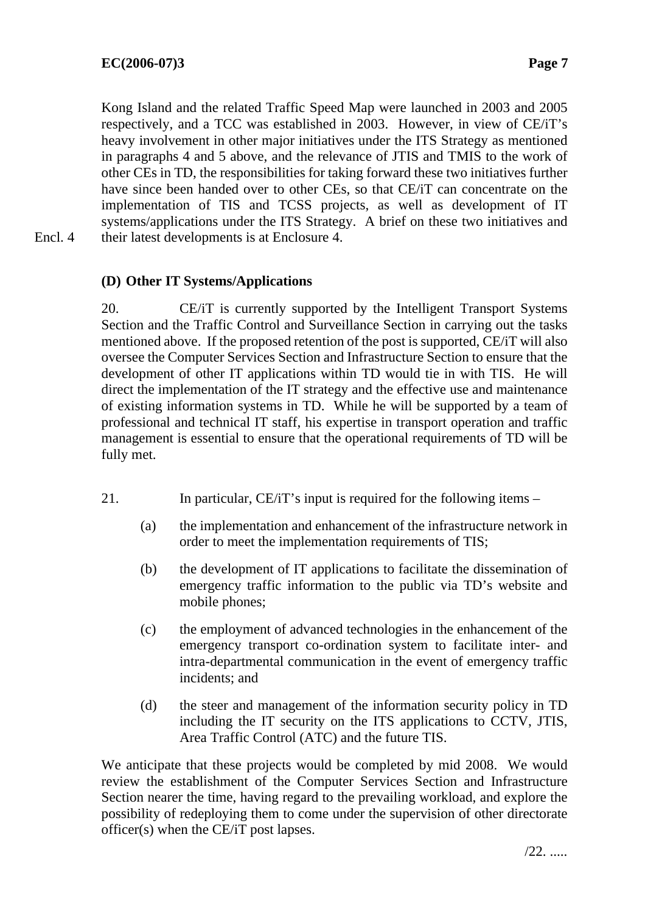Kong Island and the related Traffic Speed Map were launched in 2003 and 2005 respectively, and a TCC was established in 2003. However, in view of CE/iT's heavy involvement in other major initiatives under the ITS Strategy as mentioned in paragraphs 4 and 5 above, and the relevance of JTIS and TMIS to the work of other CEs in TD, the responsibilities for taking forward these two initiatives further have since been handed over to other CEs, so that CE/iT can concentrate on the implementation of TIS and TCSS projects, as well as development of IT systems/applications under the ITS Strategy. A brief on these two initiatives and their latest developments is at Enclosure 4.

Encl. 4

**(D) Other IT Systems/Applications**

20. CE/iT is currently supported by the Intelligent Transport Systems Section and the Traffic Control and Surveillance Section in carrying out the tasks mentioned above. If the proposed retention of the post is supported, CE/iT will also oversee the Computer Services Section and Infrastructure Section to ensure that the development of other IT applications within TD would tie in with TIS. He will direct the implementation of the IT strategy and the effective use and maintenance of existing information systems in TD. While he will be supported by a team of professional and technical IT staff, his expertise in transport operation and traffic management is essential to ensure that the operational requirements of TD will be fully met.

21. In particular, CE/iT's input is required for the following items –

(a) the implementation and enhancement of the infrastructure network in order to meet the implementation requirements of TIS;

(b) the development of IT applications to facilitate the dissemination of emergency traffic information to the public via TD's website and mobile phones;

(c) the employment of advanced technologies in the enhancement of the emergency transport co-ordination system to facilitate inter- and intra-departmental communication in the event of emergency traffic incidents; and

(d) the steer and management of the information security policy in TD including the IT security on the ITS applications to CCTV, JTIS, Area Traffic Control (ATC) and the future TIS.

We anticipate that these projects would be completed by mid 2008. We would review the establishment of the Computer Services Section and Infrastructure Section nearer the time, having regard to the prevailing workload, and explore the possibility of redeploying them to come under the supervision of other directorate officer(s) when the CE/iT post lapses.

/22. .....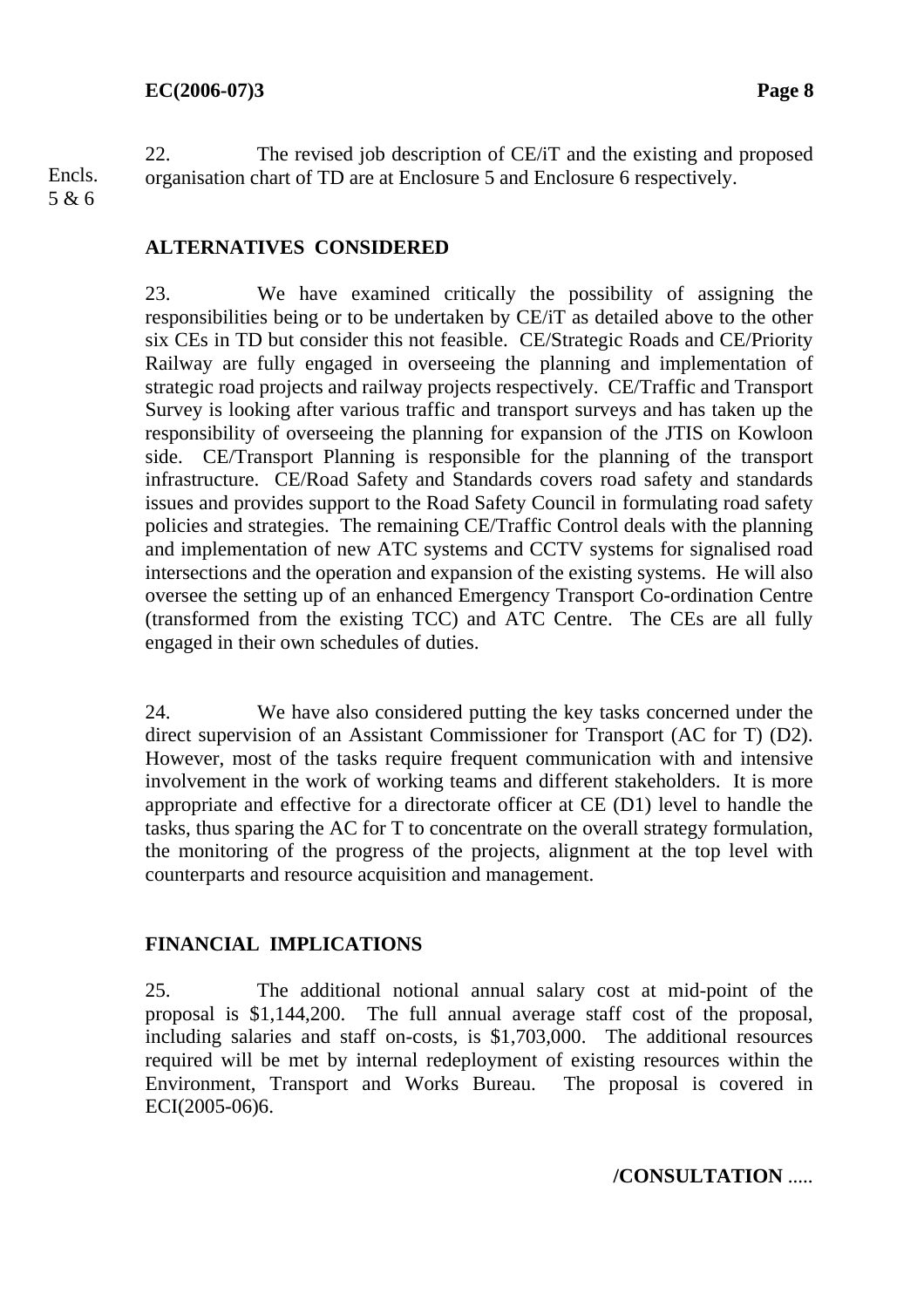22. The revised job description of CE/iT and the existing and proposed organisation chart of TD are at Enclosure 5 and Enclosure 6 respectively.

Encls. 5 & 6

## ALTERNATIVES CONSIDERED

23. We have examined critically the possibility of assigning the responsibilities being or to be undertaken by CE/iT as detailed above to the other six CEs in TD but consider this not feasible. CE/Strategic Roads and CE/Priority Railway are fully engaged in overseeing the planning and implementation of strategic road projects and railway projects respectively. CE/Traffic and Transport Survey is looking after various traffic and transport surveys and has taken up the responsibility of overseeing the planning for expansion of the JTIS on Kowloon side. CE/Transport Planning is responsible for the planning of the transport infrastructure. CE/Road Safety and Standards covers road safety and standards issues and provides support to the Road Safety Council in formulating road safety policies and strategies. The remaining CE/Traffic Control deals with the planning and implementation of new ATC systems and CCTV systems for signalised road intersections and the operation and expansion of the existing systems. He will also oversee the setting up of an enhanced Emergency Transport Co-ordination Centre (transformed from the existing TCC) and ATC Centre. The CEs are all fully engaged in their own schedules of duties.

24. We have also considered putting the key tasks concerned under the direct supervision of an Assistant Commissioner for Transport (AC for T) (D2). However, most of the tasks require frequent communication with and intensive involvement in the work of working teams and different stakeholders. It is more appropriate and effective for a directorate officer at CE (D1) level to handle the tasks, thus sparing the AC for T to concentrate on the overall strategy formulation, the monitoring of the progress of the projects, alignment at the top level with counterparts and resource acquisition and management.

## FINANCIAL IMPLICATIONS

25. The additional notional annual salary cost at mid-point of the proposal is $1,144,200. The full annual average staff cost of the proposal, including salaries and staff on-costs, is $1,703,000. The additional resources required will be met by internal redeployment of existing resources within the Environment, Transport and Works Bureau. The proposal is covered in ECI(2005-06)6.

/CONSULTATION .....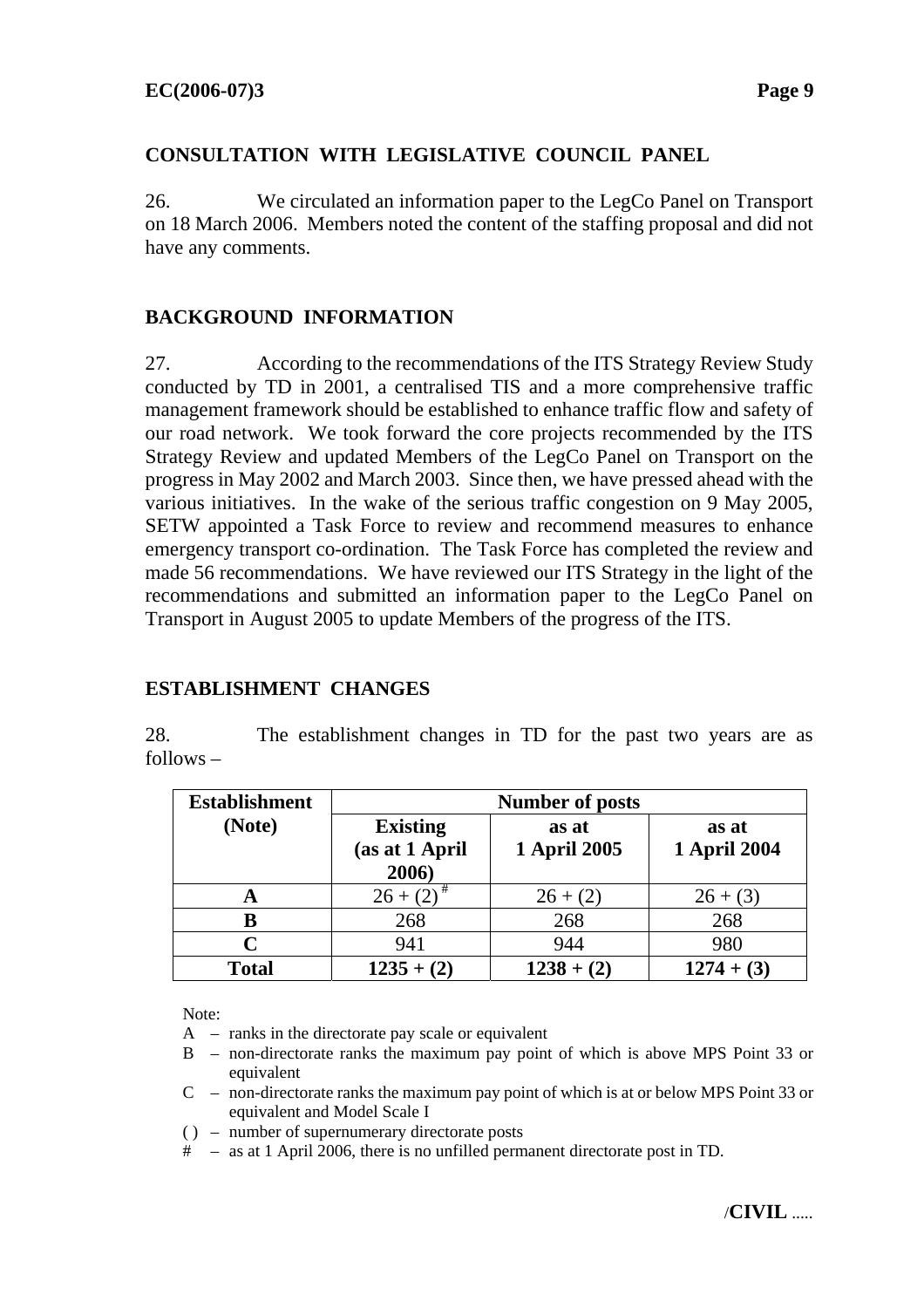## CONSULTATION WITH LEGISLATIVE COUNCIL PANEL

26. We circulated an information paper to the LegCo Panel on Transport on 18 March 2006. Members noted the content of the staffing proposal and did not have any comments.

## BACKGROUND INFORMATION

27. According to the recommendations of the ITS Strategy Review Study conducted by TD in 2001, a centralised TIS and a more comprehensive traffic management framework should be established to enhance traffic flow and safety of our road network. We took forward the core projects recommended by the ITS Strategy Review and updated Members of the LegCo Panel on Transport on the progress in May 2002 and March 2003. Since then, we have pressed ahead with the various initiatives. In the wake of the serious traffic congestion on 9 May 2005, SETW appointed a Task Force to review and recommend measures to enhance emergency transport co-ordination. The Task Force has completed the review and made 56 recommendations. We have reviewed our ITS Strategy in the light of the recommendations and submitted an information paper to the LegCo Panel on Transport in August 2005 to update Members of the progress of the ITS.

## ESTABLISHMENT CHANGES

28. The establishment changes in TD for the past two years are as follows –

| Establishment (Note) | Number of posts | | |
|---|---|---|---|
| | **Existing (as at 1 April 2006)** | **as at 1 April 2005** | **as at 1 April 2004** |
| **A** | 26 + (2) # | 26 + (2) | 26 + (3) |
| **B** | 268 | 268 | 268 |
| **C** | 941 | 944 | 980 |
| **Total** | **1235 + (2)** | **1238 + (2)** | **1274 + (3)** |

Note:

A – ranks in the directorate pay scale or equivalent

B – non-directorate ranks the maximum pay point of which is above MPS Point 33 or equivalent

C – non-directorate ranks the maximum pay point of which is at or below MPS Point 33 or equivalent and Model Scale I

( ) – number of supernumerary directorate posts

# – as at 1 April 2006, there is no unfilled permanent directorate post in TD.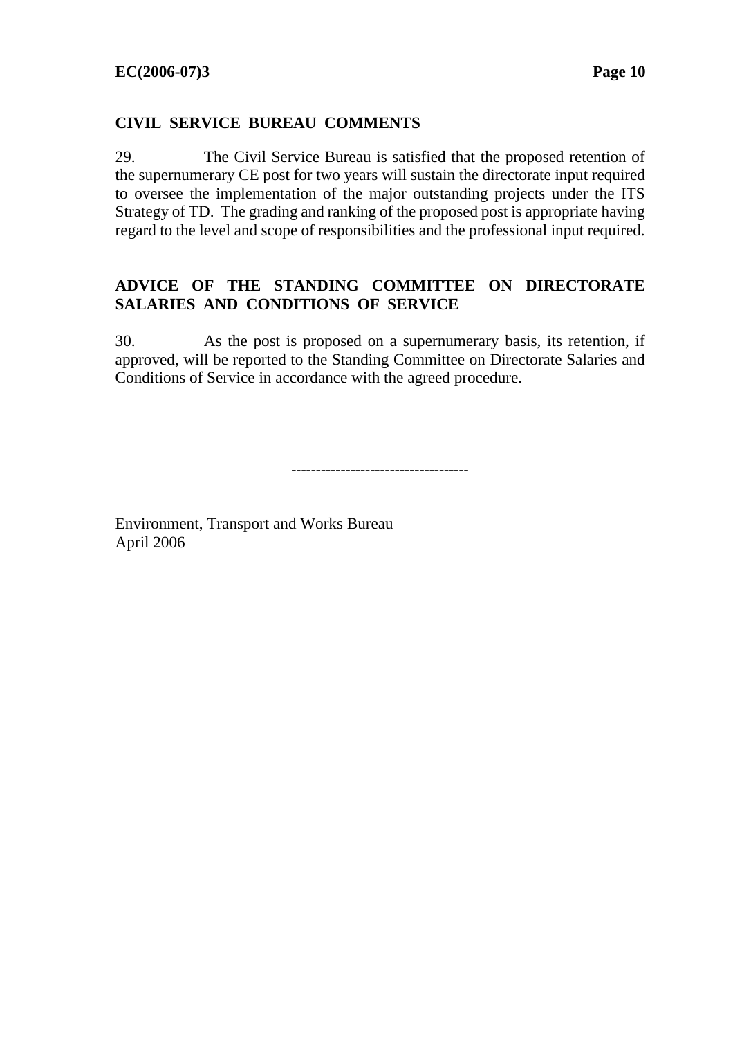**CIVIL SERVICE BUREAU COMMENTS**

29. The Civil Service Bureau is satisfied that the proposed retention of the supernumerary CE post for two years will sustain the directorate input required to oversee the implementation of the major outstanding projects under the ITS Strategy of TD. The grading and ranking of the proposed post is appropriate having regard to the level and scope of responsibilities and the professional input required.

**ADVICE OF THE STANDING COMMITTEE ON DIRECTORATE SALARIES AND CONDITIONS OF SERVICE**

30. As the post is proposed on a supernumerary basis, its retention, if approved, will be reported to the Standing Committee on Directorate Salaries and Conditions of Service in accordance with the agreed procedure.

-----------------------------------

Environment, Transport and Works Bureau
April 2006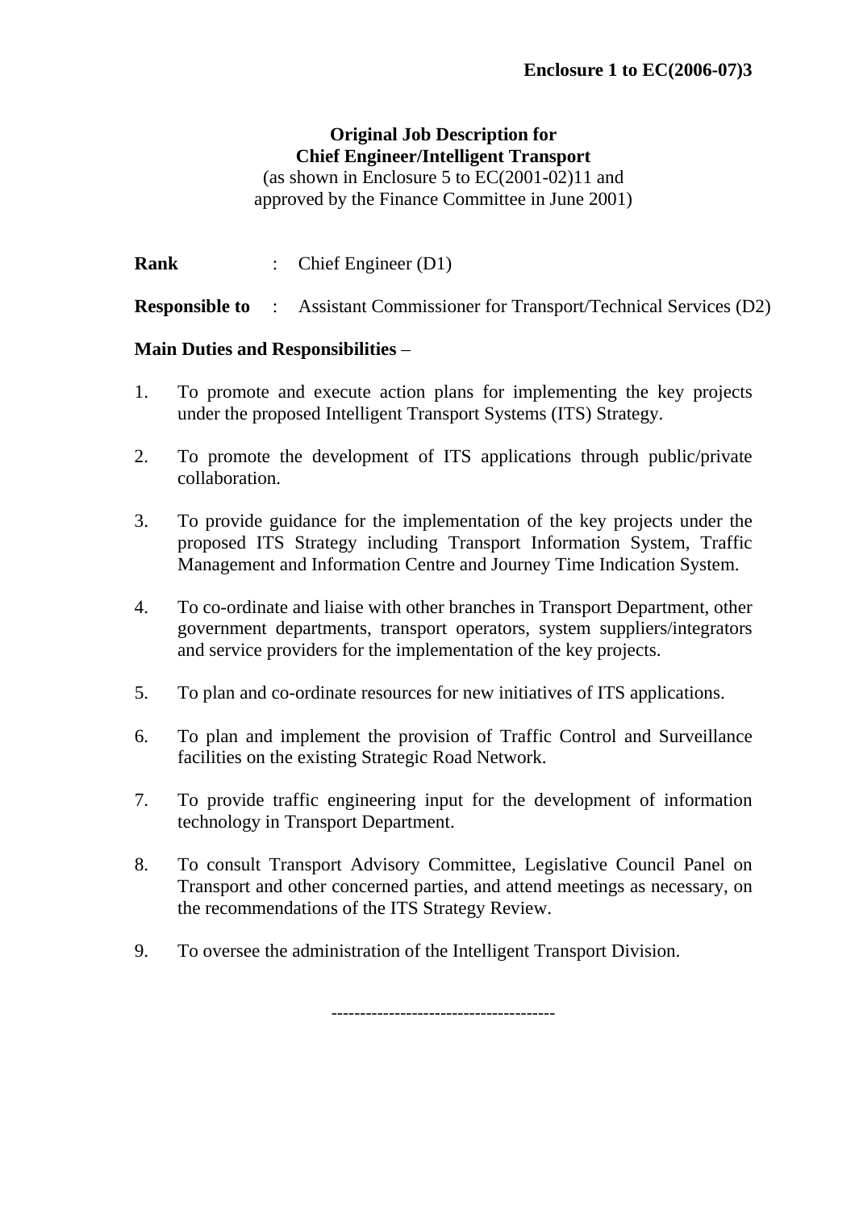**Enclosure 1 to EC(2006-07)3**

**Original Job Description for**
**Chief Engineer/Intelligent Transport**
(as shown in Enclosure 5 to EC(2001-02)11 and approved by the Finance Committee in June 2001)

**Rank** : Chief Engineer (D1)

**Responsible to** : Assistant Commissioner for Transport/Technical Services (D2)

**Main Duties and Responsibilities** –

1. To promote and execute action plans for implementing the key projects under the proposed Intelligent Transport Systems (ITS) Strategy.

2. To promote the development of ITS applications through public/private collaboration.

3. To provide guidance for the implementation of the key projects under the proposed ITS Strategy including Transport Information System, Traffic Management and Information Centre and Journey Time Indication System.

4. To co-ordinate and liaise with other branches in Transport Department, other government departments, transport operators, system suppliers/integrators and service providers for the implementation of the key projects.

5. To plan and co-ordinate resources for new initiatives of ITS applications.

6. To plan and implement the provision of Traffic Control and Surveillance facilities on the existing Strategic Road Network.

7. To provide traffic engineering input for the development of information technology in Transport Department.

8. To consult Transport Advisory Committee, Legislative Council Panel on Transport and other concerned parties, and attend meetings as necessary, on the recommendations of the ITS Strategy Review.

9. To oversee the administration of the Intelligent Transport Division.

--------------------------------------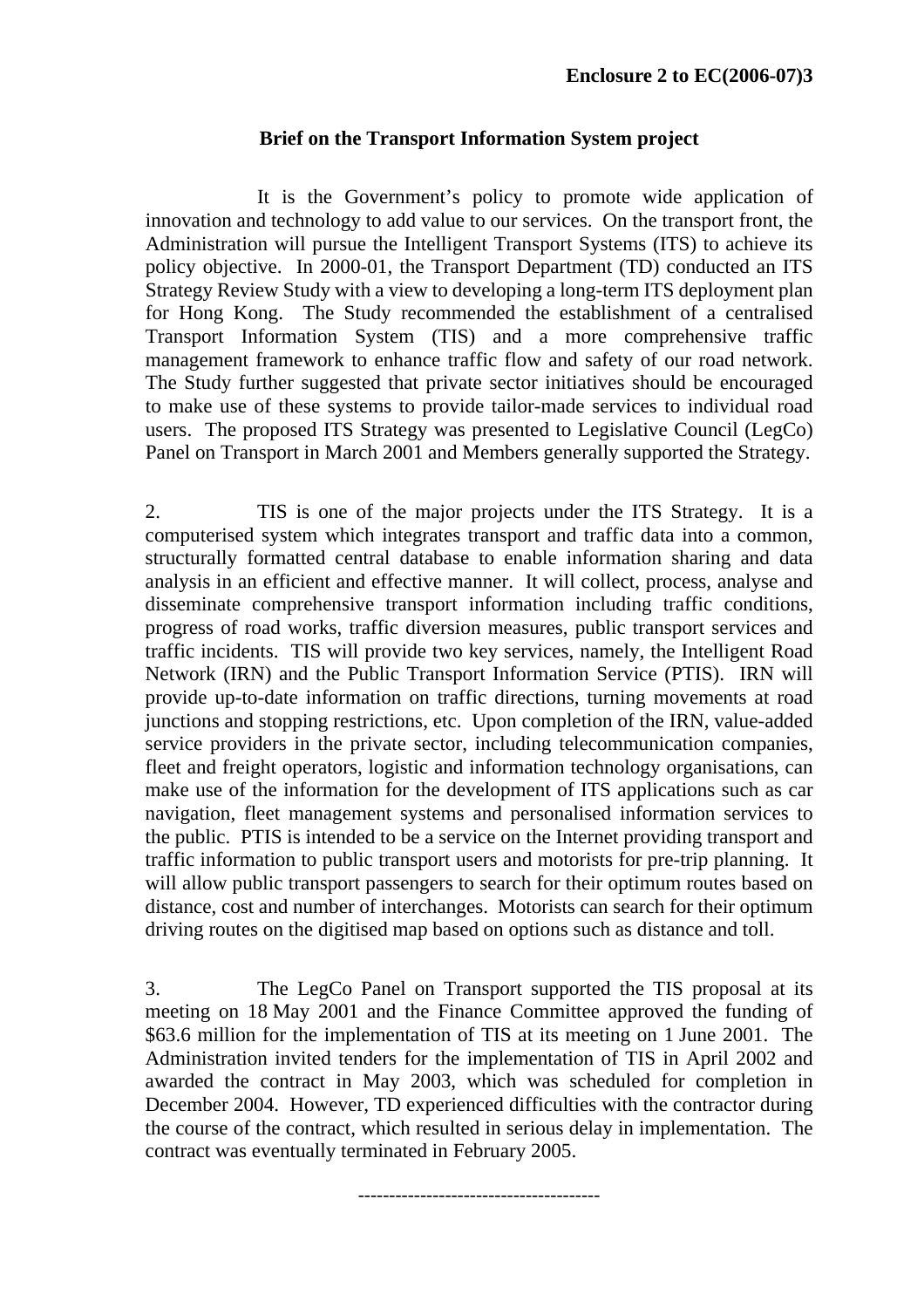**Enclosure 2 to EC(2006-07)3**

## Brief on the Transport Information System project

It is the Government's policy to promote wide application of innovation and technology to add value to our services. On the transport front, the Administration will pursue the Intelligent Transport Systems (ITS) to achieve its policy objective. In 2000-01, the Transport Department (TD) conducted an ITS Strategy Review Study with a view to developing a long-term ITS deployment plan for Hong Kong. The Study recommended the establishment of a centralised Transport Information System (TIS) and a more comprehensive traffic management framework to enhance traffic flow and safety of our road network. The Study further suggested that private sector initiatives should be encouraged to make use of these systems to provide tailor-made services to individual road users. The proposed ITS Strategy was presented to Legislative Council (LegCo) Panel on Transport in March 2001 and Members generally supported the Strategy.

2. TIS is one of the major projects under the ITS Strategy. It is a computerised system which integrates transport and traffic data into a common, structurally formatted central database to enable information sharing and data analysis in an efficient and effective manner. It will collect, process, analyse and disseminate comprehensive transport information including traffic conditions, progress of road works, traffic diversion measures, public transport services and traffic incidents. TIS will provide two key services, namely, the Intelligent Road Network (IRN) and the Public Transport Information Service (PTIS). IRN will provide up-to-date information on traffic directions, turning movements at road junctions and stopping restrictions, etc. Upon completion of the IRN, value-added service providers in the private sector, including telecommunication companies, fleet and freight operators, logistic and information technology organisations, can make use of the information for the development of ITS applications such as car navigation, fleet management systems and personalised information services to the public. PTIS is intended to be a service on the Internet providing transport and traffic information to public transport users and motorists for pre-trip planning. It will allow public transport passengers to search for their optimum routes based on distance, cost and number of interchanges. Motorists can search for their optimum driving routes on the digitised map based on options such as distance and toll.

3. The LegCo Panel on Transport supported the TIS proposal at its meeting on 18 May 2001 and the Finance Committee approved the funding of $63.6 million for the implementation of TIS at its meeting on 1 June 2001. The Administration invited tenders for the implementation of TIS in April 2002 and awarded the contract in May 2003, which was scheduled for completion in December 2004. However, TD experienced difficulties with the contractor during the course of the contract, which resulted in serious delay in implementation. The contract was eventually terminated in February 2005.

--------------------------------------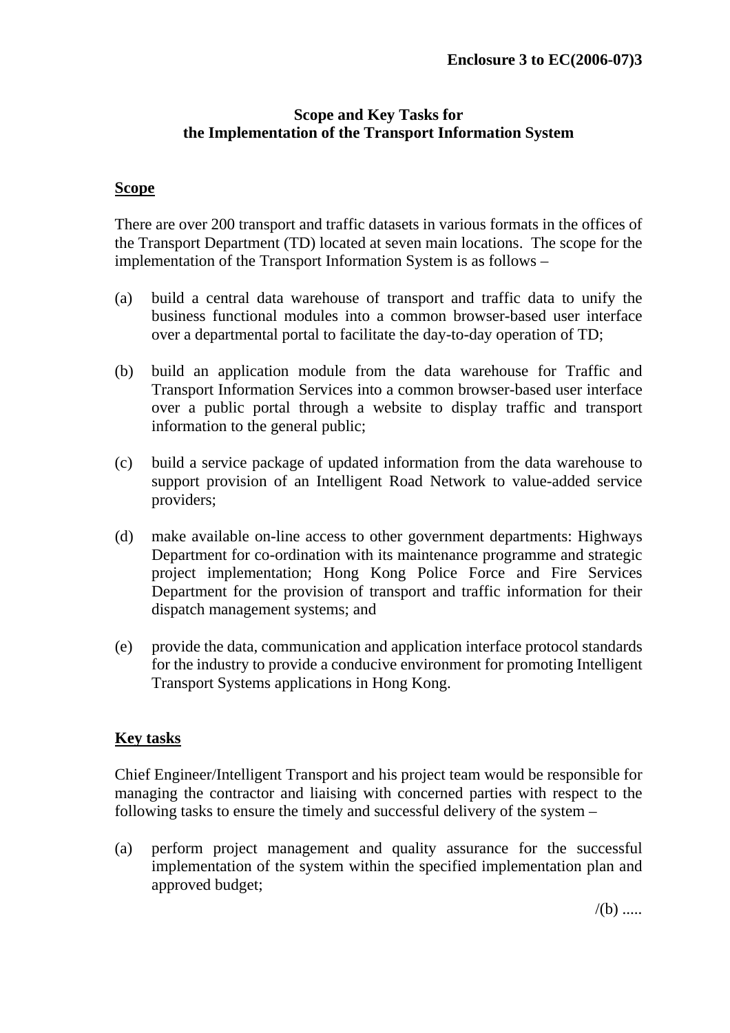**Enclosure 3 to EC(2006-07)3**

**Scope and Key Tasks for the Implementation of the Transport Information System**

**<u>Scope</u>**

There are over 200 transport and traffic datasets in various formats in the offices of the Transport Department (TD) located at seven main locations. The scope for the implementation of the Transport Information System is as follows –

(a) build a central data warehouse of transport and traffic data to unify the business functional modules into a common browser-based user interface over a departmental portal to facilitate the day-to-day operation of TD;

(b) build an application module from the data warehouse for Traffic and Transport Information Services into a common browser-based user interface over a public portal through a website to display traffic and transport information to the general public;

(c) build a service package of updated information from the data warehouse to support provision of an Intelligent Road Network to value-added service providers;

(d) make available on-line access to other government departments: Highways Department for co-ordination with its maintenance programme and strategic project implementation; Hong Kong Police Force and Fire Services Department for the provision of transport and traffic information for their dispatch management systems; and

(e) provide the data, communication and application interface protocol standards for the industry to provide a conducive environment for promoting Intelligent Transport Systems applications in Hong Kong.

**<u>Key tasks</u>**

Chief Engineer/Intelligent Transport and his project team would be responsible for managing the contractor and liaising with concerned parties with respect to the following tasks to ensure the timely and successful delivery of the system –

(a) perform project management and quality assurance for the successful implementation of the system within the specified implementation plan and approved budget;

/(b) .....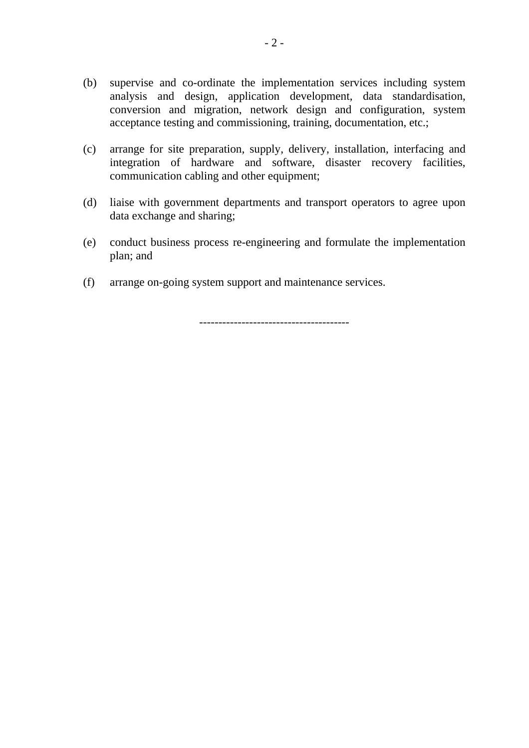(b) supervise and co-ordinate the implementation services including system analysis and design, application development, data standardisation, conversion and migration, network design and configuration, system acceptance testing and commissioning, training, documentation, etc.;

(c) arrange for site preparation, supply, delivery, installation, interfacing and integration of hardware and software, disaster recovery facilities, communication cabling and other equipment;

(d) liaise with government departments and transport operators to agree upon data exchange and sharing;

(e) conduct business process re-engineering and formulate the implementation plan; and

(f) arrange on-going system support and maintenance services.

--------------------------------------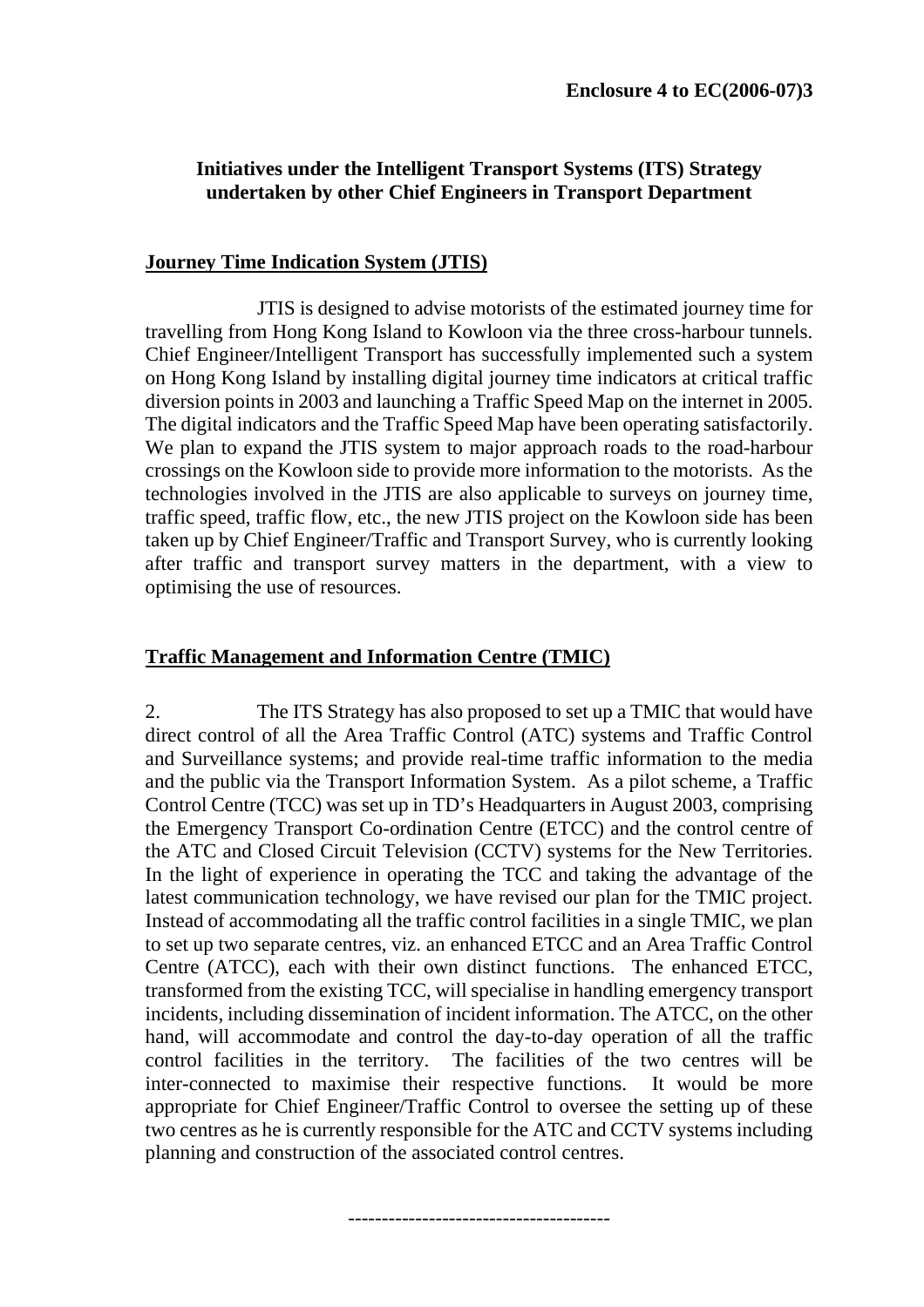**Enclosure 4 to EC(2006-07)3**

## Initiatives under the Intelligent Transport Systems (ITS) Strategy undertaken by other Chief Engineers in Transport Department

### Journey Time Indication System (JTIS)

JTIS is designed to advise motorists of the estimated journey time for travelling from Hong Kong Island to Kowloon via the three cross-harbour tunnels. Chief Engineer/Intelligent Transport has successfully implemented such a system on Hong Kong Island by installing digital journey time indicators at critical traffic diversion points in 2003 and launching a Traffic Speed Map on the internet in 2005. The digital indicators and the Traffic Speed Map have been operating satisfactorily. We plan to expand the JTIS system to major approach roads to the road-harbour crossings on the Kowloon side to provide more information to the motorists. As the technologies involved in the JTIS are also applicable to surveys on journey time, traffic speed, traffic flow, etc., the new JTIS project on the Kowloon side has been taken up by Chief Engineer/Traffic and Transport Survey, who is currently looking after traffic and transport survey matters in the department, with a view to optimising the use of resources.

### Traffic Management and Information Centre (TMIC)

2. The ITS Strategy has also proposed to set up a TMIC that would have direct control of all the Area Traffic Control (ATC) systems and Traffic Control and Surveillance systems; and provide real-time traffic information to the media and the public via the Transport Information System. As a pilot scheme, a Traffic Control Centre (TCC) was set up in TD's Headquarters in August 2003, comprising the Emergency Transport Co-ordination Centre (ETCC) and the control centre of the ATC and Closed Circuit Television (CCTV) systems for the New Territories. In the light of experience in operating the TCC and taking the advantage of the latest communication technology, we have revised our plan for the TMIC project. Instead of accommodating all the traffic control facilities in a single TMIC, we plan to set up two separate centres, viz. an enhanced ETCC and an Area Traffic Control Centre (ATCC), each with their own distinct functions. The enhanced ETCC, transformed from the existing TCC, will specialise in handling emergency transport incidents, including dissemination of incident information. The ATCC, on the other hand, will accommodate and control the day-to-day operation of all the traffic control facilities in the territory. The facilities of the two centres will be inter-connected to maximise their respective functions. It would be more appropriate for Chief Engineer/Traffic Control to oversee the setting up of these two centres as he is currently responsible for the ATC and CCTV systems including planning and construction of the associated control centres.

--------------------------------------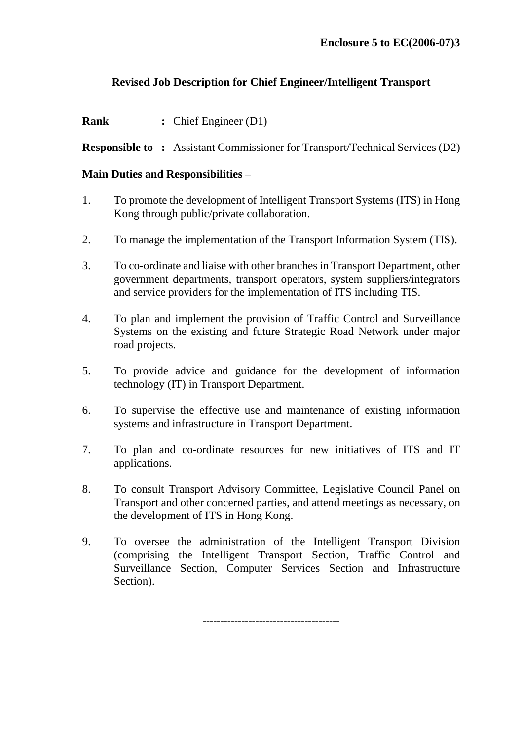**Enclosure 5 to EC(2006-07)3**

## Revised Job Description for Chief Engineer/Intelligent Transport

**Rank** **:** Chief Engineer (D1)

**Responsible to** **:** Assistant Commissioner for Transport/Technical Services (D2)

**Main Duties and Responsibilities** –

1. To promote the development of Intelligent Transport Systems (ITS) in Hong Kong through public/private collaboration.

2. To manage the implementation of the Transport Information System (TIS).

3. To co-ordinate and liaise with other branches in Transport Department, other government departments, transport operators, system suppliers/integrators and service providers for the implementation of ITS including TIS.

4. To plan and implement the provision of Traffic Control and Surveillance Systems on the existing and future Strategic Road Network under major road projects.

5. To provide advice and guidance for the development of information technology (IT) in Transport Department.

6. To supervise the effective use and maintenance of existing information systems and infrastructure in Transport Department.

7. To plan and co-ordinate resources for new initiatives of ITS and IT applications.

8. To consult Transport Advisory Committee, Legislative Council Panel on Transport and other concerned parties, and attend meetings as necessary, on the development of ITS in Hong Kong.

9. To oversee the administration of the Intelligent Transport Division (comprising the Intelligent Transport Section, Traffic Control and Surveillance Section, Computer Services Section and Infrastructure Section).

---------------------------------------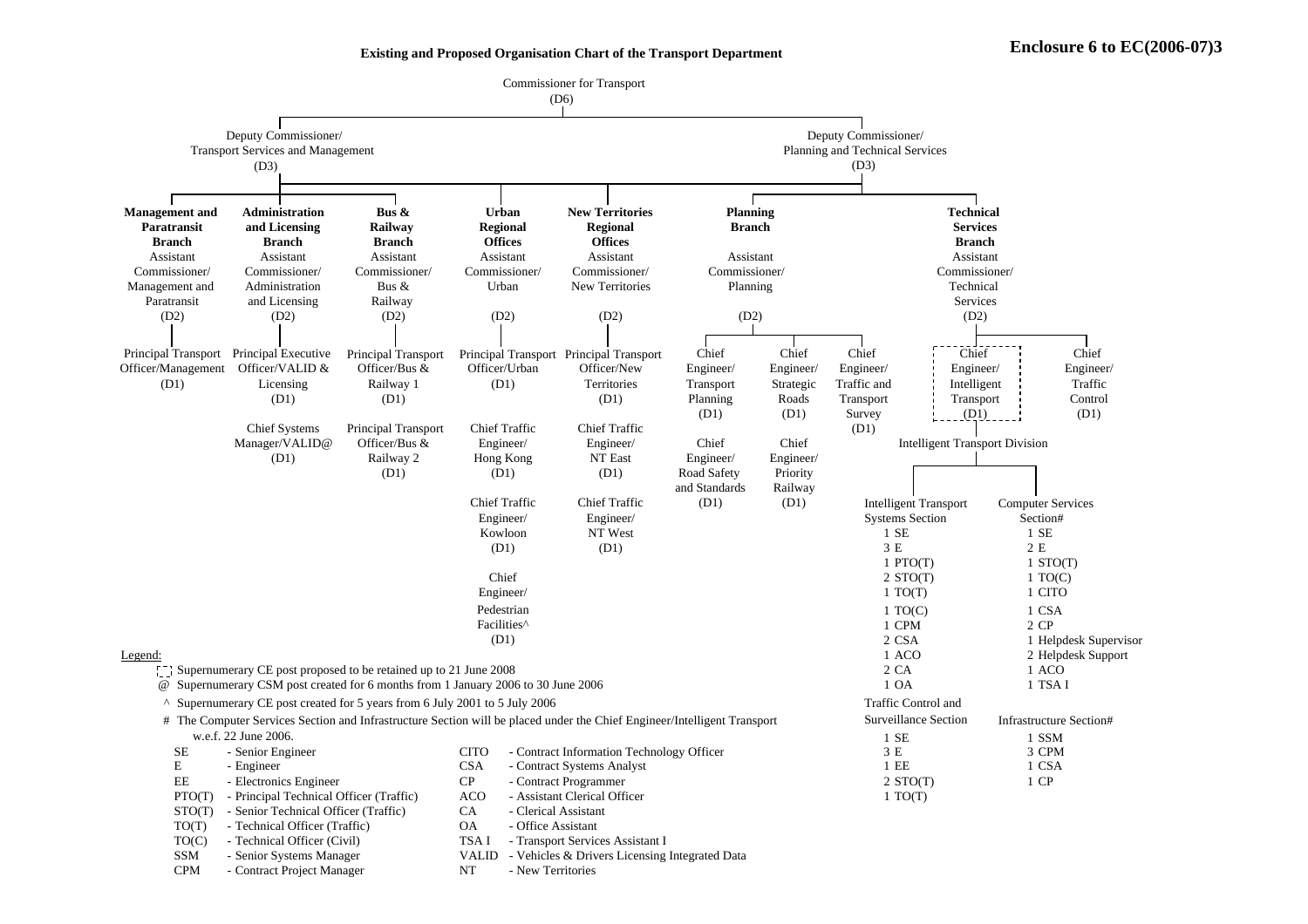**Enclosure 6 to EC(2006-07)3**

**Existing and Proposed Organisation Chart of the Transport Department**

Commissioner for Transport
(D6)

Deputy Commissioner/
Transport Services and Management
(D3)

Deputy Commissioner/
Planning and Technical Services
(D3)

**Management and Paratransit Branch**
Assistant Commissioner/ Management and Paratransit
(D2)

- Principal Transport Officer/Management (D1)

**Administration and Licensing Branch**
Assistant Commissioner/ Administration and Licensing
(D2)

- Principal Executive Officer/VALID & Licensing (D1)
- Chief Systems Manager/VALID@ (D1)

**Bus & Railway Branch**
Assistant Commissioner/ Bus & Railway
(D2)

- Principal Transport Officer/Bus & Railway 1 (D1)
- Principal Transport Officer/Bus & Railway 2 (D1)

**Urban Regional Offices**
Assistant Commissioner/ Urban
(D2)

- Principal Transport Officer/Urban (D1)
- Chief Traffic Engineer/ Hong Kong (D1)
- Chief Traffic Engineer/ Kowloon (D1)
- Chief Engineer/ Pedestrian Facilities^ (D1)

**New Territories Regional Offices**
Assistant Commissioner/ New Territories
(D2)

- Principal Transport Officer/New Territories (D1)
- Chief Traffic Engineer/ NT East (D1)
- Chief Traffic Engineer/ NT West (D1)

**Planning Branch**
Assistant Commissioner/ Planning
(D2)

- Chief Engineer/ Transport Planning (D1)
- Chief Engineer/ Road Safety and Standards (D1)
- Chief Engineer/ Strategic Roads (D1)
- Chief Engineer/ Priority Railway (D1)
- Chief Engineer/ Traffic and Transport Survey (D1)

**Technical Services Branch**
Assistant Commissioner/ Technical Services
(D2)

- Chief Engineer/ Intelligent Transport (D1)
- Chief Engineer/ Traffic Control (D1)

Intelligent Transport Division

Intelligent Transport Systems Section
1 SE
3 E
1 PTO(T)
2 STO(T)
1 TO(T)
1 TO(C)
1 CPM
2 CSA
1 ACO
2 CA
1 OA

Computer Services Section#
1 SE
2 E
1 STO(T)
1 TO(C)
1 CITO
1 CSA
2 CP
1 Helpdesk Supervisor
2 Helpdesk Support
1 ACO
1 TSA I

Traffic Control and Surveillance Section
1 SE
3 E
1 EE
2 STO(T)
1 TO(T)

Infrastructure Section#
1 SSM
3 CPM
1 CSA
1 CP

Legend:

- [dashed box] Supernumerary CE post proposed to be retained up to 21 June 2008
- @ Supernumerary CSM post created for 6 months from 1 January 2006 to 30 June 2006
- ^ Supernumerary CE post created for 5 years from 6 July 2001 to 5 July 2006
- # The Computer Services Section and Infrastructure Section will be placed under the Chief Engineer/Intelligent Transport w.e.f. 22 June 2006.

| | | | |
|---|---|---|---|
| SE | - Senior Engineer | CITO | - Contract Information Technology Officer |
| E | - Engineer | CSA | - Contract Systems Analyst |
| EE | - Electronics Engineer | CP | - Contract Programmer |
| PTO(T) | - Principal Technical Officer (Traffic) | ACO | - Assistant Clerical Officer |
| STO(T) | - Senior Technical Officer (Traffic) | CA | - Clerical Assistant |
| TO(T) | - Technical Officer (Traffic) | OA | - Office Assistant |
| TO(C) | - Technical Officer (Civil) | TSA I | - Transport Services Assistant I |
| SSM | - Senior Systems Manager | VALID | - Vehicles & Drivers Licensing Integrated Data |
| CPM | - Contract Project Manager | NT | - New Territories |